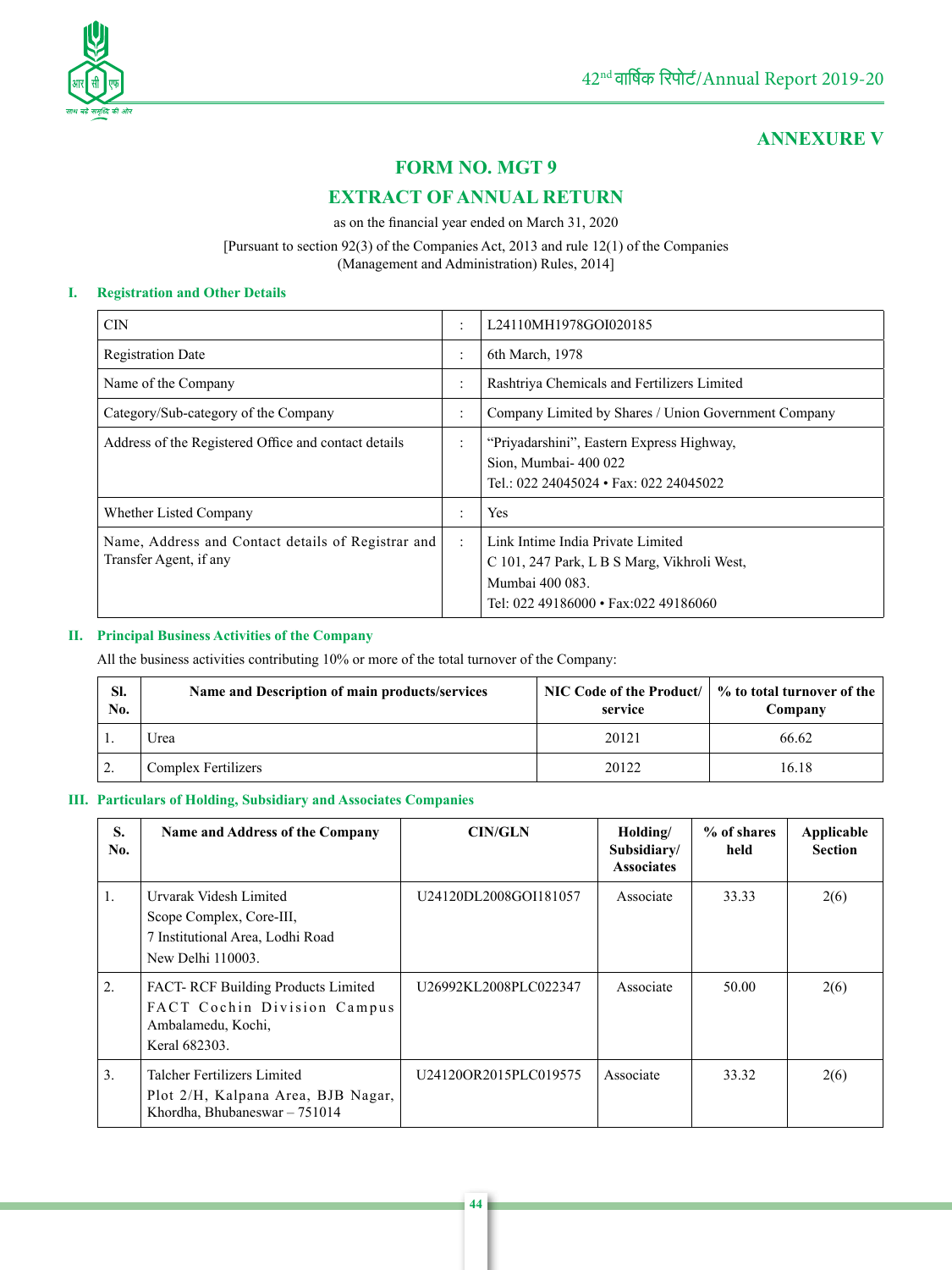## ANNEXURE V

# FORM NO. MGT 9

# EXTRACT OF ANNUAL RETURN

as on the financial year ended on March 31, 2020

[Pursuant to section 92(3) of the Companies Act, 2013 and rule 12(1) of the Companies (Management and Administration) Rules, 2014]

### I. Registration and Other Details

| | | |
|---|---|---|
| CIN | : | L24110MH1978GOI020185 |
| Registration Date | : | 6th March, 1978 |
| Name of the Company | : | Rashtriya Chemicals and Fertilizers Limited |
| Category/Sub-category of the Company | : | Company Limited by Shares / Union Government Company |
| Address of the Registered Office and contact details | : | "Priyadarshini", Eastern Express Highway, Sion, Mumbai- 400 022 Tel.: 022 24045024 • Fax: 022 24045022 |
| Whether Listed Company | : | Yes |
| Name, Address and Contact details of Registrar and Transfer Agent, if any | : | Link Intime India Private Limited C 101, 247 Park, L B S Marg, Vikhroli West, Mumbai 400 083. Tel: 022 49186000 • Fax:022 49186060 |

### II. Principal Business Activities of the Company

All the business activities contributing 10% or more of the total turnover of the Company:

| Sl. No. | Name and Description of main products/services | NIC Code of the Product/ service | % to total turnover of the Company |
|---|---|---|---|
| 1. | Urea | 20121 | 66.62 |
| 2. | Complex Fertilizers | 20122 | 16.18 |

### III. Particulars of Holding, Subsidiary and Associates Companies

| S. No. | Name and Address of the Company | CIN/GLN | Holding/ Subsidiary/ Associates | % of shares held | Applicable Section |
|---|---|---|---|---|---|
| 1. | Urvarak Videsh Limited Scope Complex, Core-III, 7 Institutional Area, Lodhi Road New Delhi 110003. | U24120DL2008GOI181057 | Associate | 33.33 | 2(6) |
| 2. | FACT- RCF Building Products Limited FACT Cochin Division Campus Ambalamedu, Kochi, Keral 682303. | U26992KL2008PLC022347 | Associate | 50.00 | 2(6) |
| 3. | Talcher Fertilizers Limited Plot 2/H, Kalpana Area, BJB Nagar, Khordha, Bhubaneswar – 751014 | U24120OR2015PLC019575 | Associate | 33.32 | 2(6) |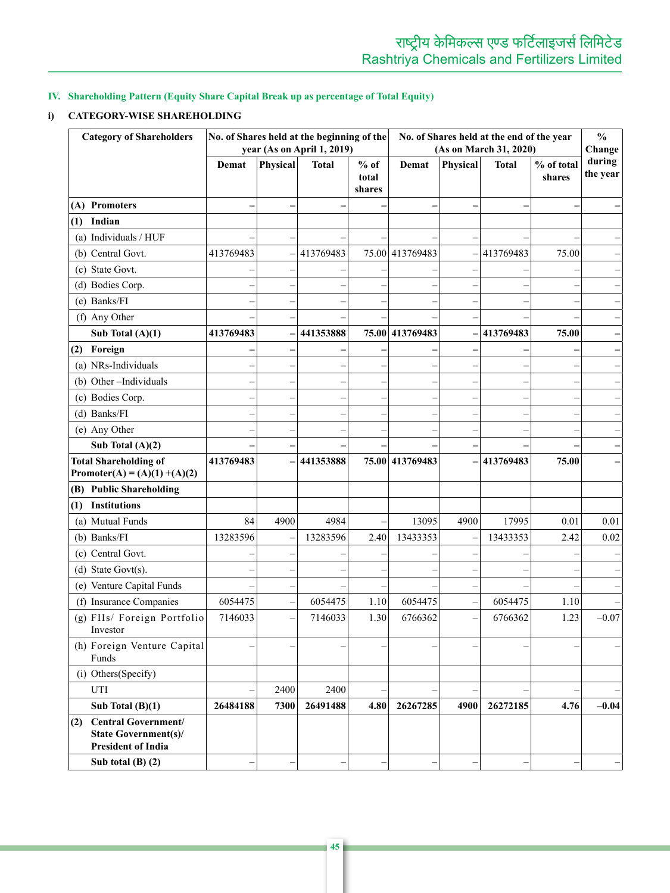## IV. Shareholding Pattern (Equity Share Capital Break up as percentage of Total Equity)

### i) CATEGORY-WISE SHAREHOLDING

| Category of Shareholders | No. of Shares held at the beginning of the year (As on April 1, 2019) | | | | No. of Shares held at the end of the year (As on March 31, 2020) | | | | % Change during the year |
|---|---|---|---|---|---|---|---|---|---|
| | Demat | Physical | Total | % of total shares | Demat | Physical | Total | % of total shares | |
| **(A) Promoters** | – | – | – | – | – | – | – | – | – |
| **(1) Indian** | | | | | | | | | |
| (a) Individuals / HUF | – | – | – | – | – | – | – | – | – |
| (b) Central Govt. | 413769483 | – | 413769483 | 75.00 | 413769483 | – | 413769483 | 75.00 | – |
| (c) State Govt. | – | – | – | – | – | – | – | – | – |
| (d) Bodies Corp. | – | – | – | – | – | – | – | – | – |
| (e) Banks/FI | – | – | – | – | – | – | – | – | – |
| (f) Any Other | – | – | – | – | – | – | – | – | – |
| **Sub Total (A)(1)** | **413769483** | **–** | **441353888** | **75.00** | **413769483** | **–** | **413769483** | **75.00** | **–** |
| **(2) Foreign** | – | – | – | – | – | – | – | – | – |
| (a) NRs-Individuals | – | – | – | – | – | – | – | – | – |
| (b) Other –Individuals | – | – | – | – | – | – | – | – | – |
| (c) Bodies Corp. | – | – | – | – | – | – | – | – | – |
| (d) Banks/FI | – | – | – | – | – | – | – | – | – |
| (e) Any Other | – | – | – | – | – | – | – | – | – |
| **Sub Total (A)(2)** | **–** | **–** | **–** | **–** | **–** | **–** | **–** | **–** | **–** |
| **Total Shareholding of Promoter(A) = (A)(1) +(A)(2)** | **413769483** | **–** | **441353888** | **75.00** | **413769483** | **–** | **413769483** | **75.00** | **–** |
| **(B) Public Shareholding** | | | | | | | | | |
| **(1) Institutions** | | | | | | | | | |
| (a) Mutual Funds | 84 | 4900 | 4984 | – | 13095 | 4900 | 17995 | 0.01 | 0.01 |
| (b) Banks/FI | 13283596 | – | 13283596 | 2.40 | 13433353 | – | 13433353 | 2.42 | 0.02 |
| (c) Central Govt. | – | – | – | – | – | – | – | – | – |
| (d) State Govt(s). | – | – | – | – | – | – | – | – | – |
| (e) Venture Capital Funds | – | – | – | – | – | – | – | – | – |
| (f) Insurance Companies | 6054475 | – | 6054475 | 1.10 | 6054475 | – | 6054475 | 1.10 | – |
| (g) FIIs/ Foreign Portfolio Investor | 7146033 | – | 7146033 | 1.30 | 6766362 | – | 6766362 | 1.23 | –0.07 |
| (h) Foreign Venture Capital Funds | – | – | – | – | – | – | – | – | – |
| (i) Others(Specify) | | | | | | | | | |
| UTI | – | 2400 | 2400 | – | – | – | – | – | – |
| **Sub Total (B)(1)** | **26484188** | **7300** | **26491488** | **4.80** | **26267285** | **4900** | **26272185** | **4.76** | **–0.04** |
| **(2) Central Government/ State Government(s)/ President of India** | | | | | | | | | |
| **Sub total (B) (2)** | **–** | **–** | **–** | **–** | **–** | **–** | **–** | **–** | **–** |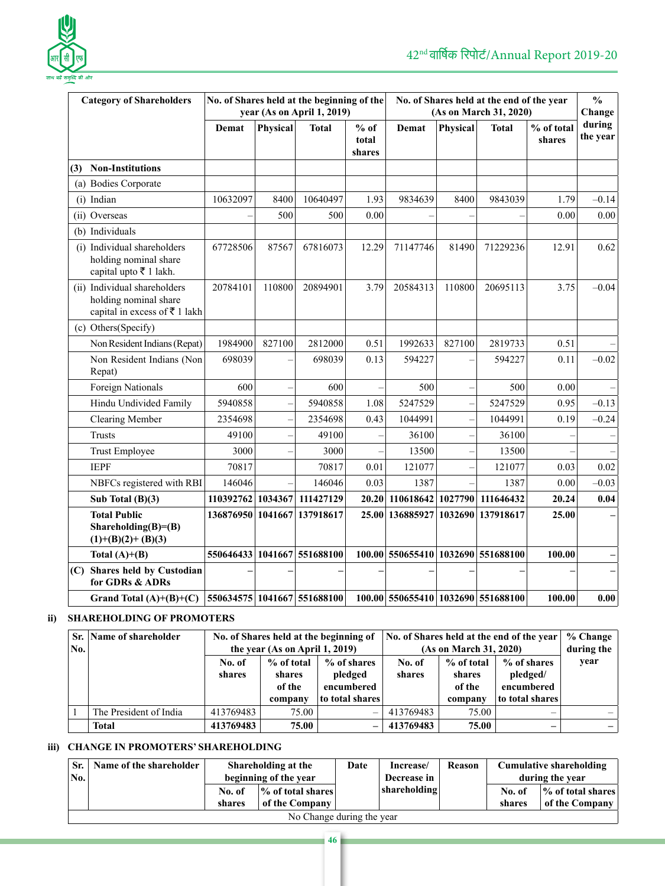| Category of Shareholders | No. of Shares held at the beginning of the year (As on April 1, 2019) | | | | No. of Shares held at the end of the year (As on March 31, 2020) | | | | % Change during the year |
|---|---|---|---|---|---|---|---|---|---|
| | Demat | Physical | Total | % of total shares | Demat | Physical | Total | % of total shares | |
| **(3) Non-Institutions** | | | | | | | | | |
| (a) Bodies Corporate | | | | | | | | | |
| (i) Indian | 10632097 | 8400 | 10640497 | 1.93 | 9834639 | 8400 | 9843039 | 1.79 | –0.14 |
| (ii) Overseas | – | 500 | 500 | 0.00 | – | – | – | 0.00 | 0.00 |
| (b) Individuals | | | | | | | | | |
| (i) Individual shareholders holding nominal share capital upto ₹ 1 lakh. | 67728506 | 87567 | 67816073 | 12.29 | 71147746 | 81490 | 71229236 | 12.91 | 0.62 |
| (ii) Individual shareholders holding nominal share capital in excess of ₹ 1 lakh | 20784101 | 110800 | 20894901 | 3.79 | 20584313 | 110800 | 20695113 | 3.75 | –0.04 |
| (c) Others(Specify) | | | | | | | | | |
| Non Resident Indians (Repat) | 1984900 | 827100 | 2812000 | 0.51 | 1992633 | 827100 | 2819733 | 0.51 | – |
| Non Resident Indians (Non Repat) | 698039 | – | 698039 | 0.13 | 594227 | – | 594227 | 0.11 | –0.02 |
| Foreign Nationals | 600 | – | 600 | – | 500 | – | 500 | 0.00 | – |
| Hindu Undivided Family | 5940858 | – | 5940858 | 1.08 | 5247529 | – | 5247529 | 0.95 | –0.13 |
| Clearing Member | 2354698 | – | 2354698 | 0.43 | 1044991 | – | 1044991 | 0.19 | –0.24 |
| Trusts | 49100 | – | 49100 | – | 36100 | – | 36100 | – | – |
| Trust Employee | 3000 | – | 3000 | – | 13500 | – | 13500 | – | – |
| IEPF | 70817 | | 70817 | 0.01 | 121077 | – | 121077 | 0.03 | 0.02 |
| NBFCs registered with RBI | 146046 | – | 146046 | 0.03 | 1387 | – | 1387 | 0.00 | –0.03 |
| **Sub Total (B)(3)** | **110392762** | **1034367** | **111427129** | **20.20** | **110618642** | **1027790** | **111646432** | **20.24** | **0.04** |
| **Total Public Shareholding(B)=(B)(1)+(B)(2)+ (B)(3)** | **136876950** | **1041667** | **137918617** | **25.00** | **136885927** | **1032690** | **137918617** | **25.00** | **–** |
| **Total (A)+(B)** | **550646433** | **1041667** | **551688100** | **100.00** | **550655410** | **1032690** | **551688100** | **100.00** | **–** |
| **(C) Shares held by Custodian for GDRs & ADRs** | **–** | **–** | **–** | **–** | **–** | **–** | **–** | **–** | **–** |
| **Grand Total (A)+(B)+(C)** | **550634575** | **1041667** | **551688100** | **100.00** | **550655410** | **1032690** | **551688100** | **100.00** | **0.00** |

### ii) SHAREHOLDING OF PROMOTERS

| Sr. No. | Name of shareholder | No. of Shares held at the beginning of the year (As on April 1, 2019) | | | No. of Shares held at the end of the year (As on March 31, 2020) | | | % Change during the year |
|---|---|---|---|---|---|---|---|---|
| | | No. of shares | % of total shares of the company | % of shares pledged encumbered to total shares | No. of shares | % of total shares of the company | % of shares pledged/ encumbered to total shares | |
| 1 | The President of India | 413769483 | 75.00 | – | 413769483 | 75.00 | – | – |
| | **Total** | **413769483** | **75.00** | **–** | **413769483** | **75.00** | **–** | **–** |

### iii) CHANGE IN PROMOTERS' SHAREHOLDING

| Sr. No. | Name of the shareholder | Shareholding at the beginning of the year | | Date | Increase/ Decrease in shareholding | Reason | Cumulative shareholding during the year | |
|---|---|---|---|---|---|---|---|---|
| | | No. of shares | % of total shares of the Company | | | | No. of shares | % of total shares of the Company |
| No Change during the year | | | | | | | | |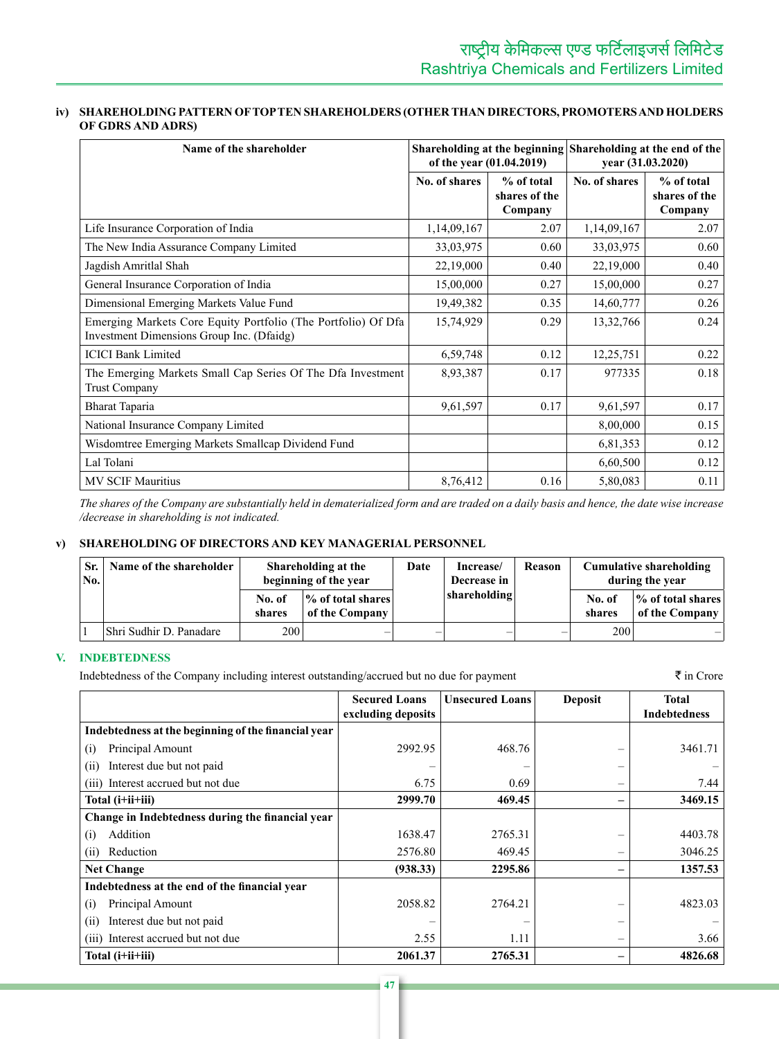### iv) SHAREHOLDING PATTERN OF TOP TEN SHAREHOLDERS (OTHER THAN DIRECTORS, PROMOTERS AND HOLDERS OF GDRS AND ADRS)

| Name of the shareholder | Shareholding at the beginning of the year (01.04.2019) | | Shareholding at the end of the year (31.03.2020) | |
|---|---|---|---|---|
| | No. of shares | % of total shares of the Company | No. of shares | % of total shares of the Company |
| Life Insurance Corporation of India | 1,14,09,167 | 2.07 | 1,14,09,167 | 2.07 |
| The New India Assurance Company Limited | 33,03,975 | 0.60 | 33,03,975 | 0.60 |
| Jagdish Amritlal Shah | 22,19,000 | 0.40 | 22,19,000 | 0.40 |
| General Insurance Corporation of India | 15,00,000 | 0.27 | 15,00,000 | 0.27 |
| Dimensional Emerging Markets Value Fund | 19,49,382 | 0.35 | 14,60,777 | 0.26 |
| Emerging Markets Core Equity Portfolio (The Portfolio) Of Dfa Investment Dimensions Group Inc. (Dfaidg) | 15,74,929 | 0.29 | 13,32,766 | 0.24 |
| ICICI Bank Limited | 6,59,748 | 0.12 | 12,25,751 | 0.22 |
| The Emerging Markets Small Cap Series Of The Dfa Investment Trust Company | 8,93,387 | 0.17 | 977335 | 0.18 |
| Bharat Taparia | 9,61,597 | 0.17 | 9,61,597 | 0.17 |
| National Insurance Company Limited | | | 8,00,000 | 0.15 |
| Wisdomtree Emerging Markets Smallcap Dividend Fund | | | 6,81,353 | 0.12 |
| Lal Tolani | | | 6,60,500 | 0.12 |
| MV SCIF Mauritius | 8,76,412 | 0.16 | 5,80,083 | 0.11 |

*The shares of the Company are substantially held in dematerialized form and are traded on a daily basis and hence, the date wise increase /decrease in shareholding is not indicated.*

### v) SHAREHOLDING OF DIRECTORS AND KEY MANAGERIAL PERSONNEL

| Sr. No. | Name of the shareholder | Shareholding at the beginning of the year | | Date | Increase/ Decrease in shareholding | Reason | Cumulative shareholding during the year | |
|---|---|---|---|---|---|---|---|---|
| | | No. of shares | % of total shares of the Company | | | | No. of shares | % of total shares of the Company |
| 1 | Shri Sudhir D. Panadare | 200 | – | – | – | – | 200 | – |

## V. INDEBTEDNESS

Indebtedness of the Company including interest outstanding/accrued but no due for payment

₹ in Crore

| | Secured Loans excluding deposits | Unsecured Loans | Deposit | Total Indebtedness |
|---|---|---|---|---|
| **Indebtedness at the beginning of the financial year** | | | | |
| (i) Principal Amount | 2992.95 | 468.76 | – | 3461.71 |
| (ii) Interest due but not paid | – | – | – | – |
| (iii) Interest accrued but not due | 6.75 | 0.69 | – | 7.44 |
| **Total (i+ii+iii)** | **2999.70** | **469.45** | **–** | **3469.15** |
| **Change in Indebtedness during the financial year** | | | | |
| (i) Addition | 1638.47 | 2765.31 | – | 4403.78 |
| (ii) Reduction | 2576.80 | 469.45 | – | 3046.25 |
| **Net Change** | **(938.33)** | **2295.86** | **–** | **1357.53** |
| **Indebtedness at the end of the financial year** | | | | |
| (i) Principal Amount | 2058.82 | 2764.21 | – | 4823.03 |
| (ii) Interest due but not paid | – | – | – | – |
| (iii) Interest accrued but not due | 2.55 | 1.11 | – | 3.66 |
| **Total (i+ii+iii)** | **2061.37** | **2765.31** | **–** | **4826.68** |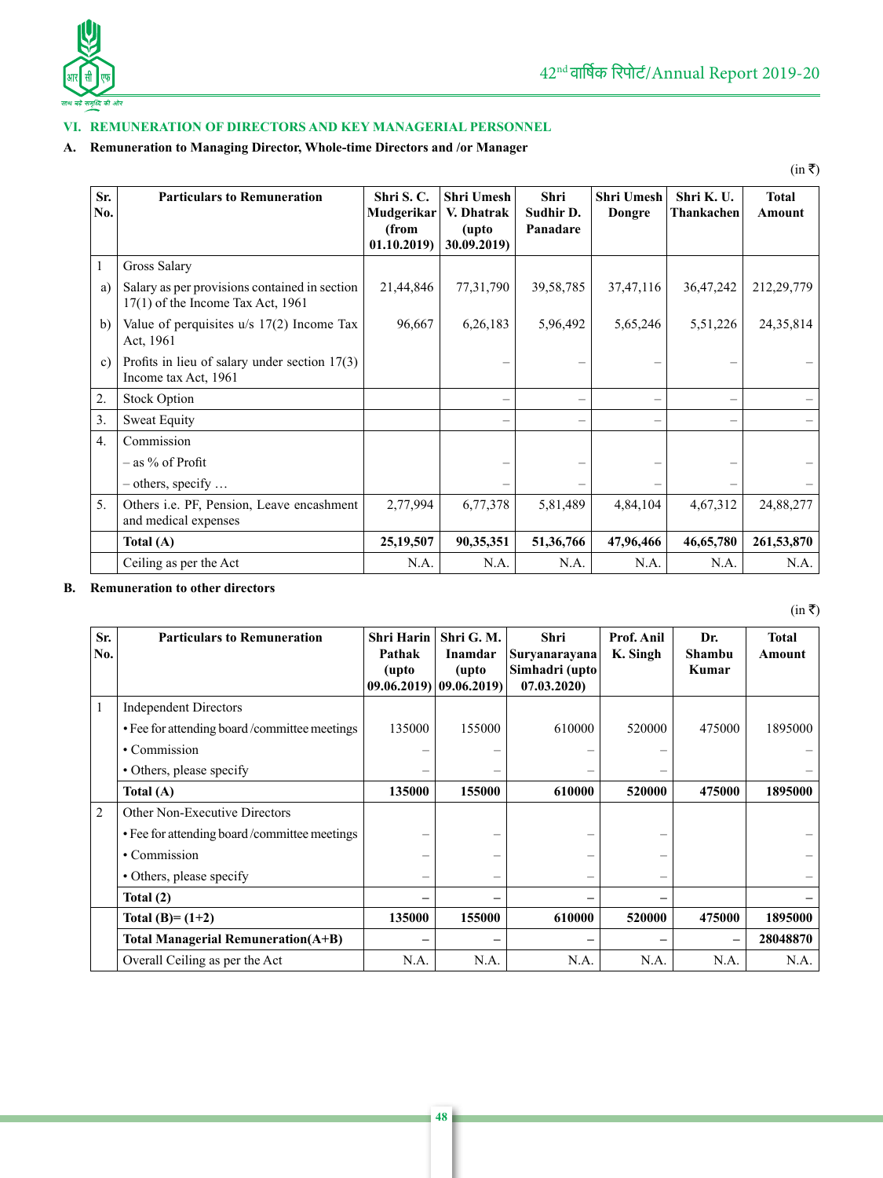## VI. REMUNERATION OF DIRECTORS AND KEY MANAGERIAL PERSONNEL

### A. Remuneration to Managing Director, Whole-time Directors and /or Manager

(in ₹)

| Sr. No. | Particulars to Remuneration | Shri S. C. Mudgerikar (from 01.10.2019) | Shri Umesh V. Dhatrak (upto 30.09.2019) | Shri Sudhir D. Panadare | Shri Umesh Dongre | Shri K. U. Thankachen | Total Amount |
|---|---|---|---|---|---|---|---|
| 1 | Gross Salary | | | | | | |
| a) | Salary as per provisions contained in section 17(1) of the Income Tax Act, 1961 | 21,44,846 | 77,31,790 | 39,58,785 | 37,47,116 | 36,47,242 | 212,29,779 |
| b) | Value of perquisites u/s 17(2) Income Tax Act, 1961 | 96,667 | 6,26,183 | 5,96,492 | 5,65,246 | 5,51,226 | 24,35,814 |
| c) | Profits in lieu of salary under section 17(3) Income tax Act, 1961 | | – | – | – | – | – |
| 2. | Stock Option | | – | – | – | – | – |
| 3. | Sweat Equity | | – | – | – | – | – |
| 4. | Commission | | | | | | |
| | – as % of Profit | | – | – | – | – | – |
| | – others, specify … | | – | – | – | – | – |
| 5. | Others i.e. PF, Pension, Leave encashment and medical expenses | 2,77,994 | 6,77,378 | 5,81,489 | 4,84,104 | 4,67,312 | 24,88,277 |
| | **Total (A)** | **25,19,507** | **90,35,351** | **51,36,766** | **47,96,466** | **46,65,780** | **261,53,870** |
| | Ceiling as per the Act | N.A. | N.A. | N.A. | N.A. | N.A. | N.A. |

### B. Remuneration to other directors

(in ₹)

| Sr. No. | Particulars to Remuneration | Shri Harin Pathak (upto 09.06.2019) | Shri G. M. Inamdar (upto 09.06.2019) | Shri Suryanarayana Simhadri (upto 07.03.2020) | Prof. Anil K. Singh | Dr. Shambu Kumar | Total Amount |
|---|---|---|---|---|---|---|---|
| 1 | Independent Directors | | | | | | |
| | • Fee for attending board /committee meetings | 135000 | 155000 | 610000 | 520000 | 475000 | 1895000 |
| | • Commission | – | – | – | – | | – |
| | • Others, please specify | – | – | – | – | | – |
| | **Total (A)** | **135000** | **155000** | **610000** | **520000** | **475000** | **1895000** |
| 2 | Other Non-Executive Directors | | | | | | |
| | • Fee for attending board /committee meetings | – | – | – | – | | – |
| | • Commission | – | – | – | – | | – |
| | • Others, please specify | – | – | – | – | | – |
| | **Total (2)** | **–** | **–** | **–** | **–** | | **–** |
| | **Total (B)= (1+2)** | **135000** | **155000** | **610000** | **520000** | **475000** | **1895000** |
| | **Total Managerial Remuneration(A+B)** | **–** | **–** | **–** | **–** | **–** | **28048870** |
| | Overall Ceiling as per the Act | N.A. | N.A. | N.A. | N.A. | N.A. | N.A. |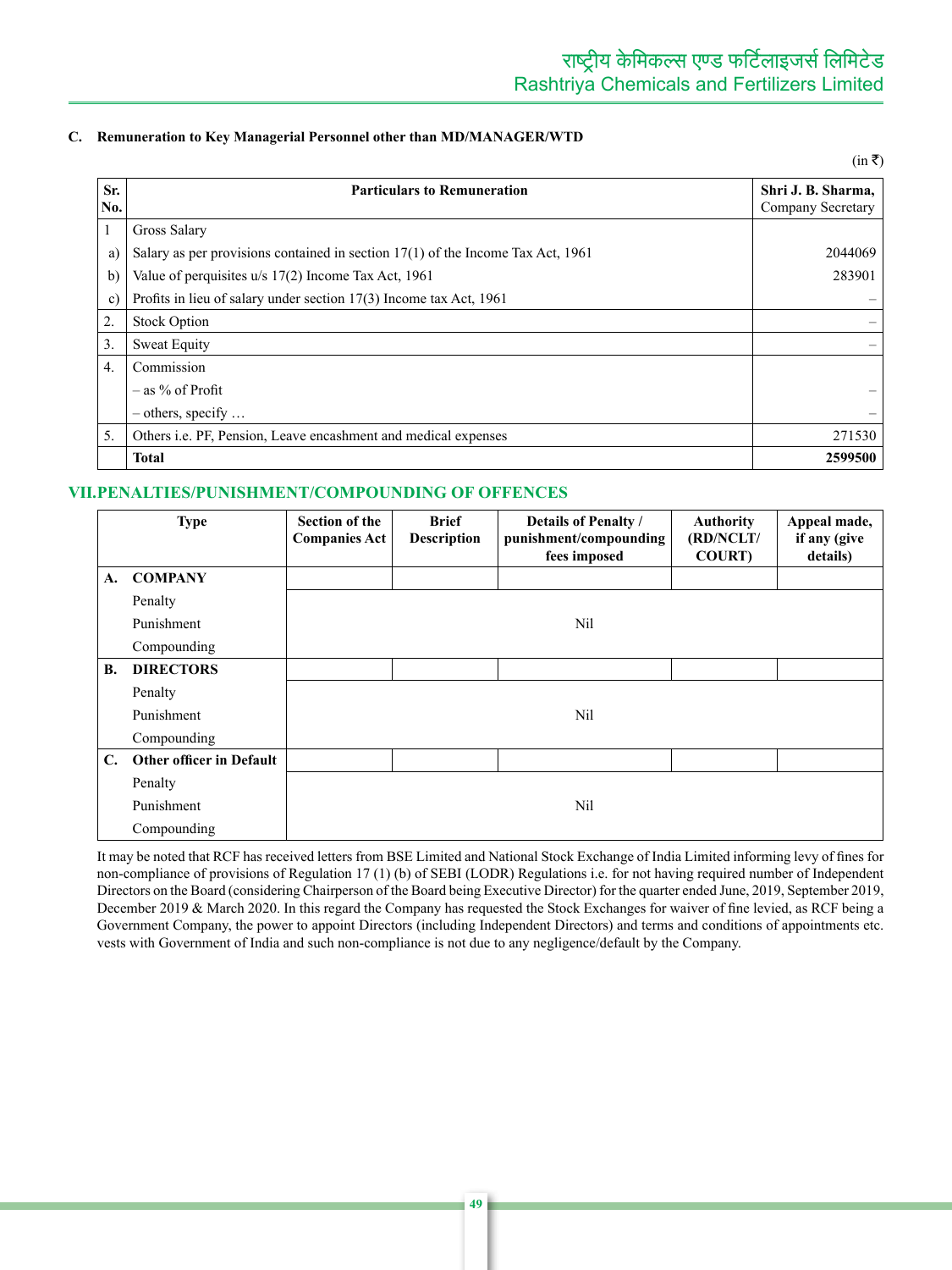### C. Remuneration to Key Managerial Personnel other than MD/MANAGER/WTD

(in ₹)

| Sr. No. | Particulars to Remuneration | Shri J. B. Sharma, Company Secretary |
|---|---|---|
| 1 | Gross Salary | |
| a) | Salary as per provisions contained in section 17(1) of the Income Tax Act, 1961 | 2044069 |
| b) | Value of perquisites u/s 17(2) Income Tax Act, 1961 | 283901 |
| c) | Profits in lieu of salary under section 17(3) Income tax Act, 1961 | – |
| 2. | Stock Option | – |
| 3. | Sweat Equity | – |
| 4. | Commission | |
| | – as % of Profit | – |
| | – others, specify … | – |
| 5. | Others i.e. PF, Pension, Leave encashment and medical expenses | 271530 |
| | **Total** | **2599500** |

## VII. PENALTIES/PUNISHMENT/COMPOUNDING OF OFFENCES

| Type | Section of the Companies Act | Brief Description | Details of Penalty / punishment/compounding fees imposed | Authority (RD/NCLT/ COURT) | Appeal made, if any (give details) |
|---|---|---|---|---|---|
| **A. COMPANY** | | | | | |
| Penalty | | | | | |
| Punishment | | | Nil | | |
| Compounding | | | | | |
| **B. DIRECTORS** | | | | | |
| Penalty | | | | | |
| Punishment | | | Nil | | |
| Compounding | | | | | |
| **C. Other officer in Default** | | | | | |
| Penalty | | | | | |
| Punishment | | | Nil | | |
| Compounding | | | | | |

It may be noted that RCF has received letters from BSE Limited and National Stock Exchange of India Limited informing levy of fines for non-compliance of provisions of Regulation 17 (1) (b) of SEBI (LODR) Regulations i.e. for not having required number of Independent Directors on the Board (considering Chairperson of the Board being Executive Director) for the quarter ended June, 2019, September 2019, December 2019 & March 2020. In this regard the Company has requested the Stock Exchanges for waiver of fine levied, as RCF being a Government Company, the power to appoint Directors (including Independent Directors) and terms and conditions of appointments etc. vests with Government of India and such non-compliance is not due to any negligence/default by the Company.